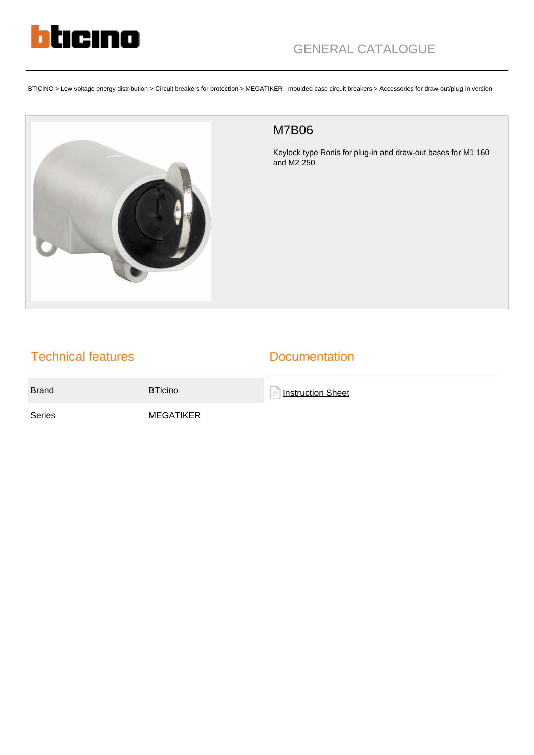GENERAL CATALOGUE

BTICINO > Low voltage energy distribution > Circuit breakers for protection > MEGATIKER - moulded case circuit breakers > Accessories for draw-out/plug-in version

# M7B06

Keylock type Ronis for plug-in and draw-out bases for M1 160 and M2 250

## Technical features

| Brand | BTicino |
|---|---|
| Series | MEGATIKER |

## Documentation

Instruction Sheet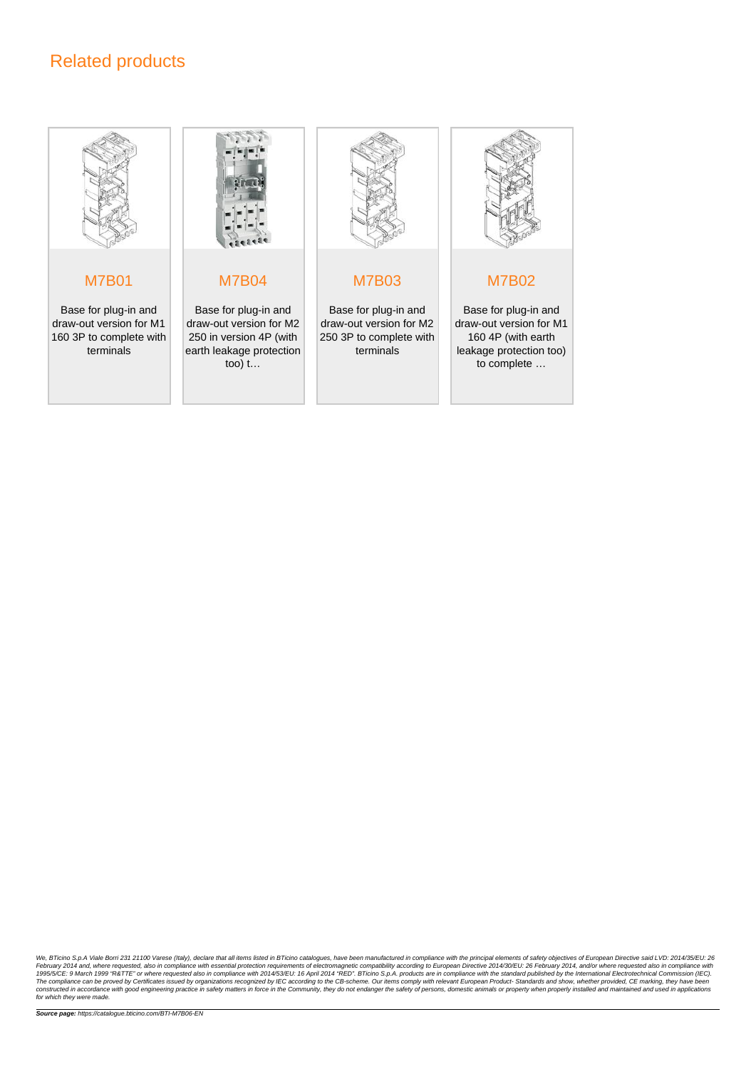## Related products

### M7B01

Base for plug-in and draw-out version for M1 160 3P to complete with terminals

### M7B04

Base for plug-in and draw-out version for M2 250 in version 4P (with earth leakage protection too) t…

### M7B03

Base for plug-in and draw-out version for M2 250 3P to complete with terminals

### M7B02

Base for plug-in and draw-out version for M1 160 4P (with earth leakage protection too) to complete …

*We, BTicino S.p.A Viale Borri 231 21100 Varese (Italy), declare that all items listed in BTicino catalogues, have been manufactured in compliance with the principal elements of safety objectives of European Directive said LVD: 2014/35/EU: 26 February 2014 and, where requested, also in compliance with essential protection requirements of electromagnetic compatibility according to European Directive 2014/30/EU: 26 February 2014, and/or where requested also in compliance with 1995/5/CE: 9 March 1999 "R&TTE" or where requested also in compliance with 2014/53/EU: 16 April 2014 "RED". BTicino S.p.A. products are in compliance with the standard published by the International Electrotechnical Commission (IEC). The compliance can be proved by Certificates issued by organizations recognized by IEC according to the CB-scheme. Our items comply with relevant European Product- Standards and show, whether provided, CE marking, they have been constructed in accordance with good engineering practice in safety matters in force in the Community, they do not endanger the safety of persons, domestic animals or property when properly installed and maintained and used in applications for which they were made.*

***Source page:** https://catalogue.bticino.com/BTI-M7B06-EN*